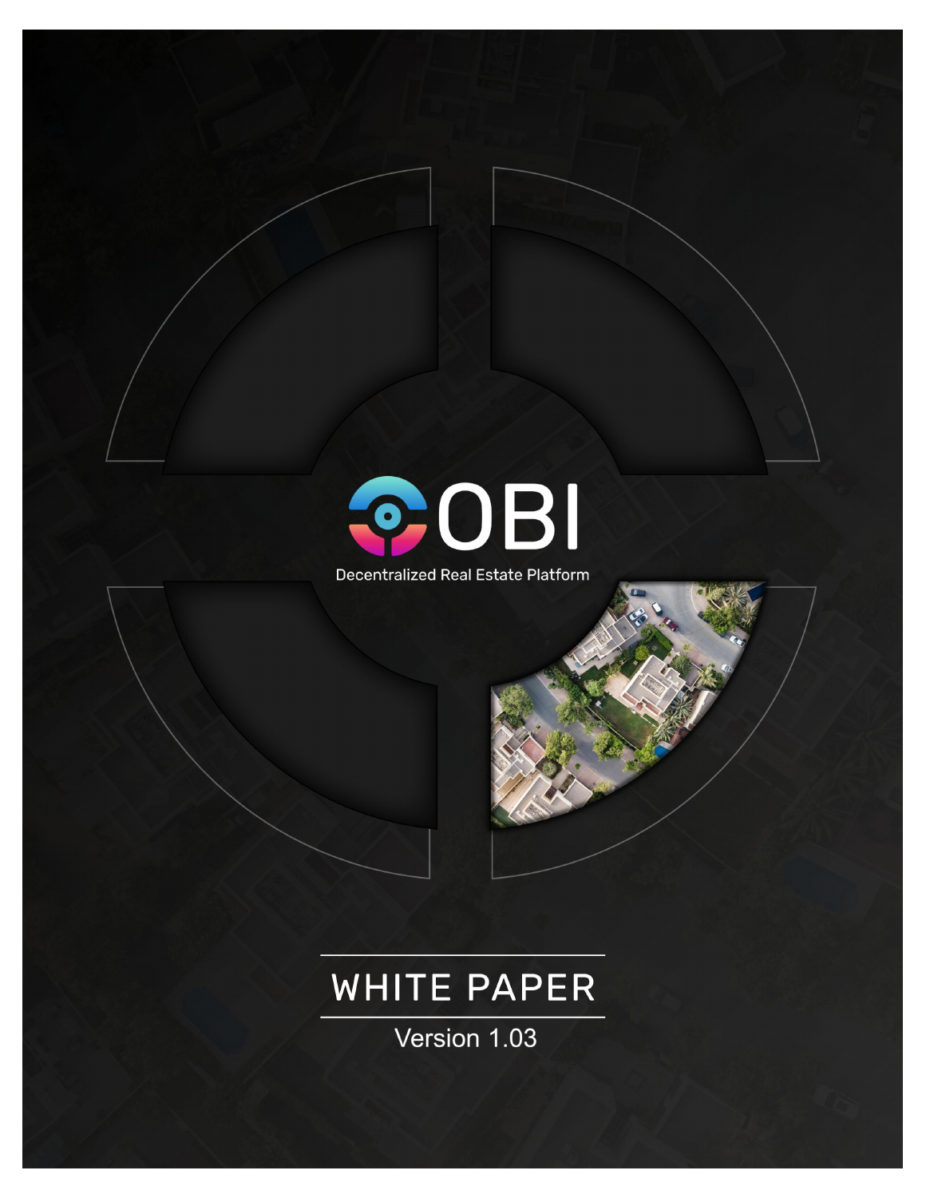# OBI

Decentralized Real Estate Platform

## WHITE PAPER

Version 1.03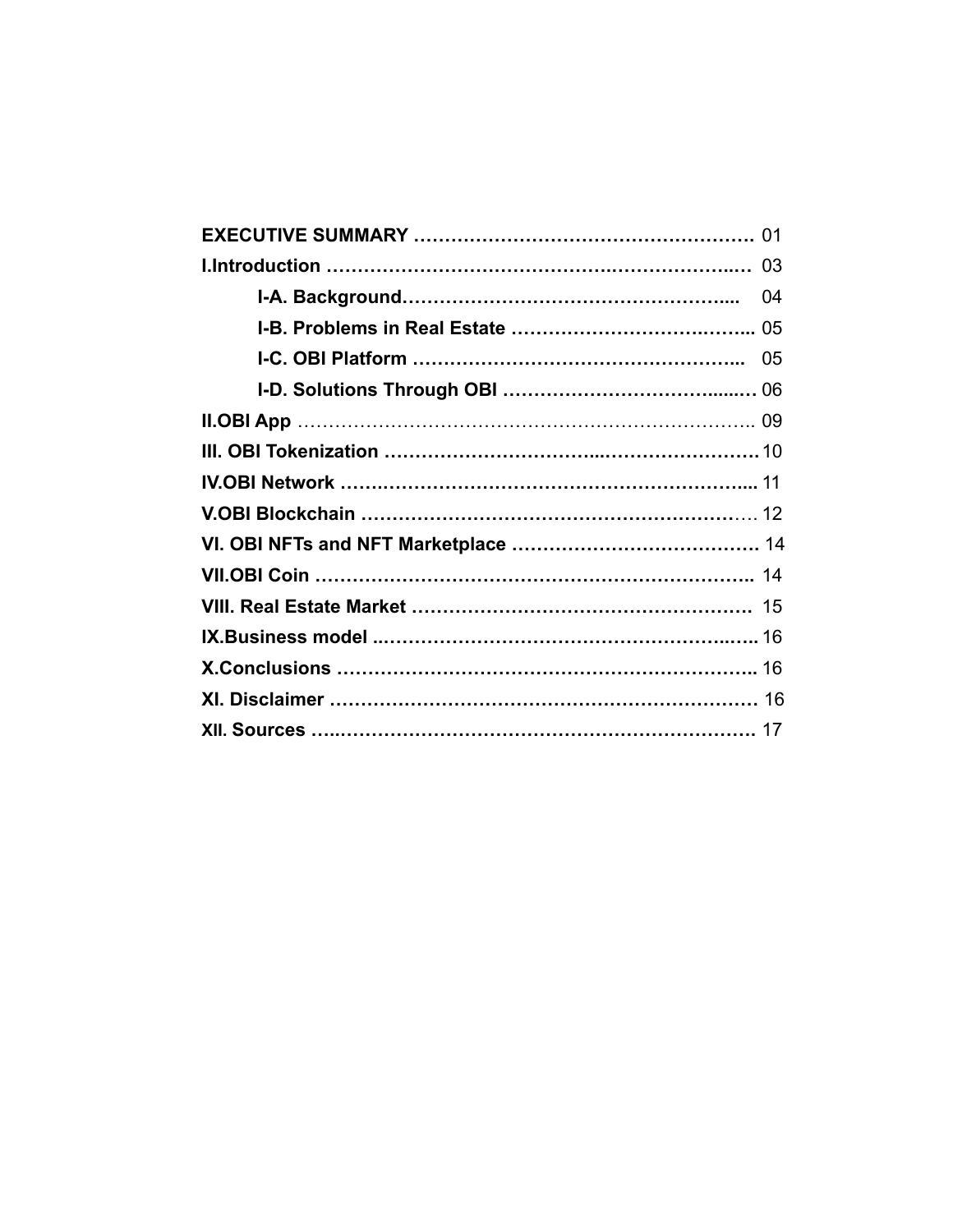**EXECUTIVE SUMMARY** ……………………………………………… 01

**I.Introduction** ……………………………………………………..… 03

- **I-A. Background**……………………………………………... 04
- **I-B. Problems in Real Estate** ………………………….……... 05
- **I-C. OBI Platform** ……………………………………………... 05
- **I-D. Solutions Through OBI** ……………………………....… 06

**II.OBI App** ………………………………………………………….. 09

**III. OBI Tokenization** ……………………...…………………….10

**IV.OBI Network** ……..……………………………………………... 11

**V.OBI Blockchain** ……………………………………………………. 12

**VI. OBI NFTs and NFT Marketplace** ………………………………. 14

**VII.OBI Coin** ………………………………………………………….. 14

**VIII. Real Estate Market** ……………………………………………… 15

**IX.Business model** ..………………………………………………..…... 16

**X.Conclusions** ………………………………………………………….. 16

**XI. Disclaimer** …………………………………………………………… 16

**XII. Sources** …..…………………………………………………………. 17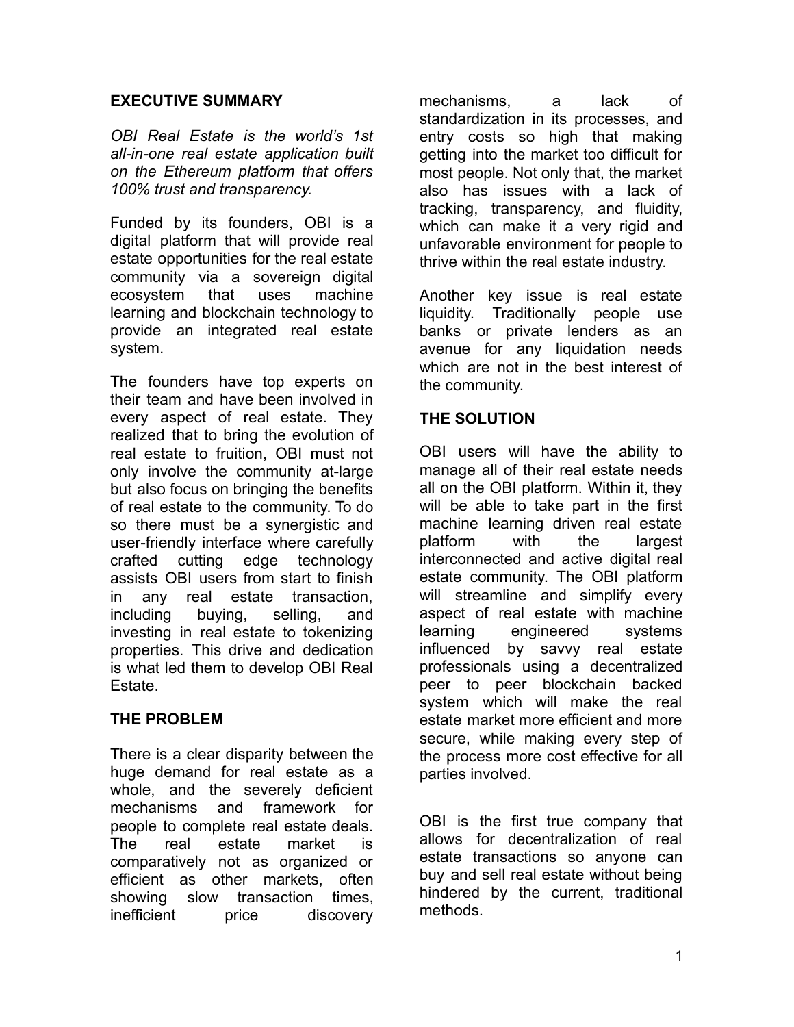## EXECUTIVE SUMMARY

*OBI Real Estate is the world's 1st all-in-one real estate application built on the Ethereum platform that offers 100% trust and transparency.*

Funded by its founders, OBI is a digital platform that will provide real estate opportunities for the real estate community via a sovereign digital ecosystem that uses machine learning and blockchain technology to provide an integrated real estate system.

The founders have top experts on their team and have been involved in every aspect of real estate. They realized that to bring the evolution of real estate to fruition, OBI must not only involve the community at-large but also focus on bringing the benefits of real estate to the community. To do so there must be a synergistic and user-friendly interface where carefully crafted cutting edge technology assists OBI users from start to finish in any real estate transaction, including buying, selling, and investing in real estate to tokenizing properties. This drive and dedication is what led them to develop OBI Real Estate.

## THE PROBLEM

There is a clear disparity between the huge demand for real estate as a whole, and the severely deficient mechanisms and framework for people to complete real estate deals. The real estate market is comparatively not as organized or efficient as other markets, often showing slow transaction times, inefficient price discovery mechanisms, a lack of standardization in its processes, and entry costs so high that making getting into the market too difficult for most people. Not only that, the market also has issues with a lack of tracking, transparency, and fluidity, which can make it a very rigid and unfavorable environment for people to thrive within the real estate industry.

Another key issue is real estate liquidity. Traditionally people use banks or private lenders as an avenue for any liquidation needs which are not in the best interest of the community.

## THE SOLUTION

OBI users will have the ability to manage all of their real estate needs all on the OBI platform. Within it, they will be able to take part in the first machine learning driven real estate platform with the largest interconnected and active digital real estate community. The OBI platform will streamline and simplify every aspect of real estate with machine learning engineered systems influenced by savvy real estate professionals using a decentralized peer to peer blockchain backed system which will make the real estate market more efficient and more secure, while making every step of the process more cost effective for all parties involved.

OBI is the first true company that allows for decentralization of real estate transactions so anyone can buy and sell real estate without being hindered by the current, traditional methods.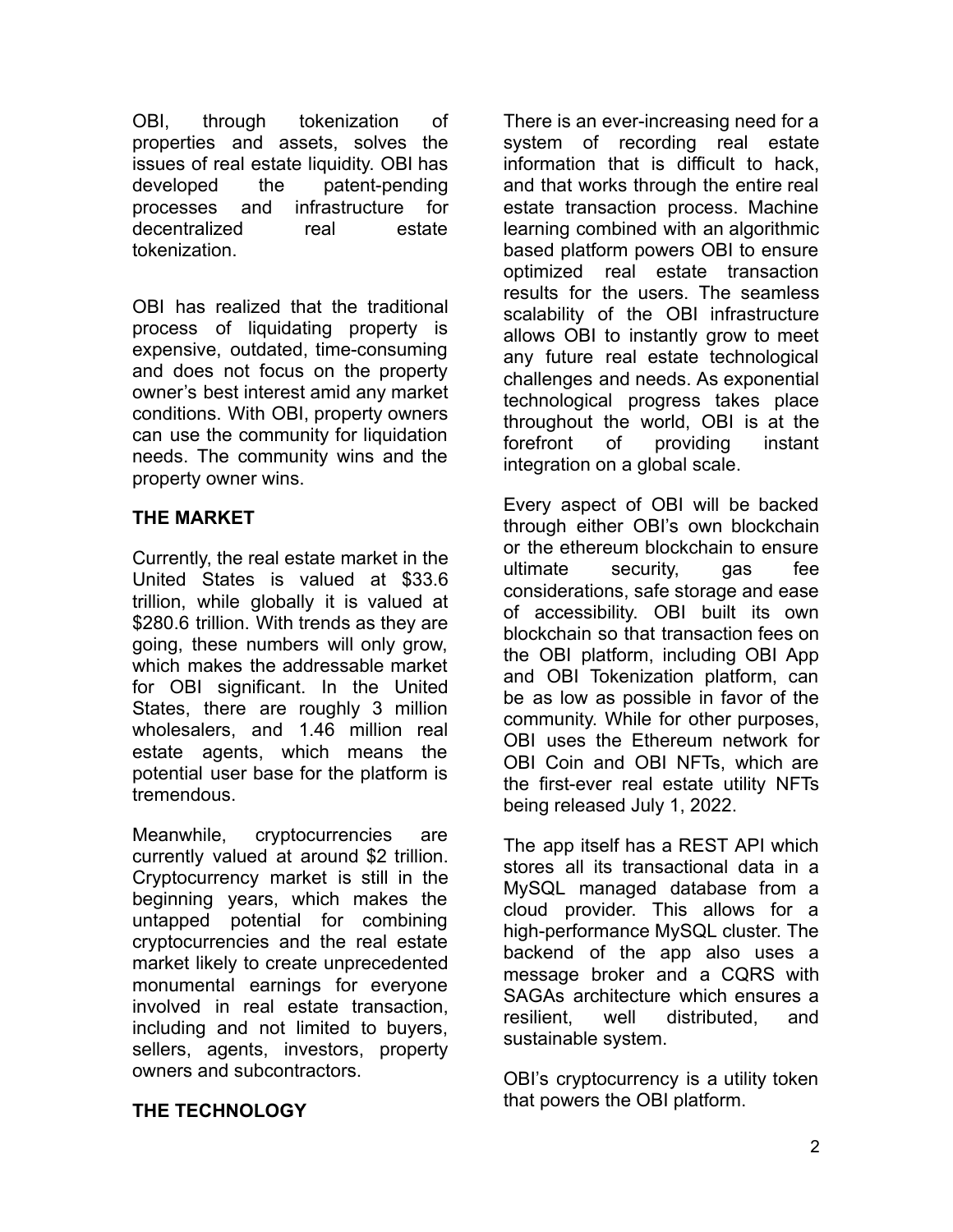OBI, through tokenization of properties and assets, solves the issues of real estate liquidity. OBI has developed the patent-pending processes and infrastructure for decentralized real estate tokenization.

OBI has realized that the traditional process of liquidating property is expensive, outdated, time-consuming and does not focus on the property owner's best interest amid any market conditions. With OBI, property owners can use the community for liquidation needs. The community wins and the property owner wins.

## THE MARKET

Currently, the real estate market in the United States is valued at $33.6 trillion, while globally it is valued at $280.6 trillion. With trends as they are going, these numbers will only grow, which makes the addressable market for OBI significant. In the United States, there are roughly 3 million wholesalers, and 1.46 million real estate agents, which means the potential user base for the platform is tremendous.

Meanwhile, cryptocurrencies are currently valued at around $2 trillion. Cryptocurrency market is still in the beginning years, which makes the untapped potential for combining cryptocurrencies and the real estate market likely to create unprecedented monumental earnings for everyone involved in real estate transaction, including and not limited to buyers, sellers, agents, investors, property owners and subcontractors.

## THE TECHNOLOGY

There is an ever-increasing need for a system of recording real estate information that is difficult to hack, and that works through the entire real estate transaction process. Machine learning combined with an algorithmic based platform powers OBI to ensure optimized real estate transaction results for the users. The seamless scalability of the OBI infrastructure allows OBI to instantly grow to meet any future real estate technological challenges and needs. As exponential technological progress takes place throughout the world, OBI is at the forefront of providing instant integration on a global scale.

Every aspect of OBI will be backed through either OBI's own blockchain or the ethereum blockchain to ensure ultimate security, gas fee considerations, safe storage and ease of accessibility. OBI built its own blockchain so that transaction fees on the OBI platform, including OBI App and OBI Tokenization platform, can be as low as possible in favor of the community. While for other purposes, OBI uses the Ethereum network for OBI Coin and OBI NFTs, which are the first-ever real estate utility NFTs being released July 1, 2022.

The app itself has a REST API which stores all its transactional data in a MySQL managed database from a cloud provider. This allows for a high-performance MySQL cluster. The backend of the app also uses a message broker and a CQRS with SAGAs architecture which ensures a resilient, well distributed, and sustainable system.

OBI's cryptocurrency is a utility token that powers the OBI platform.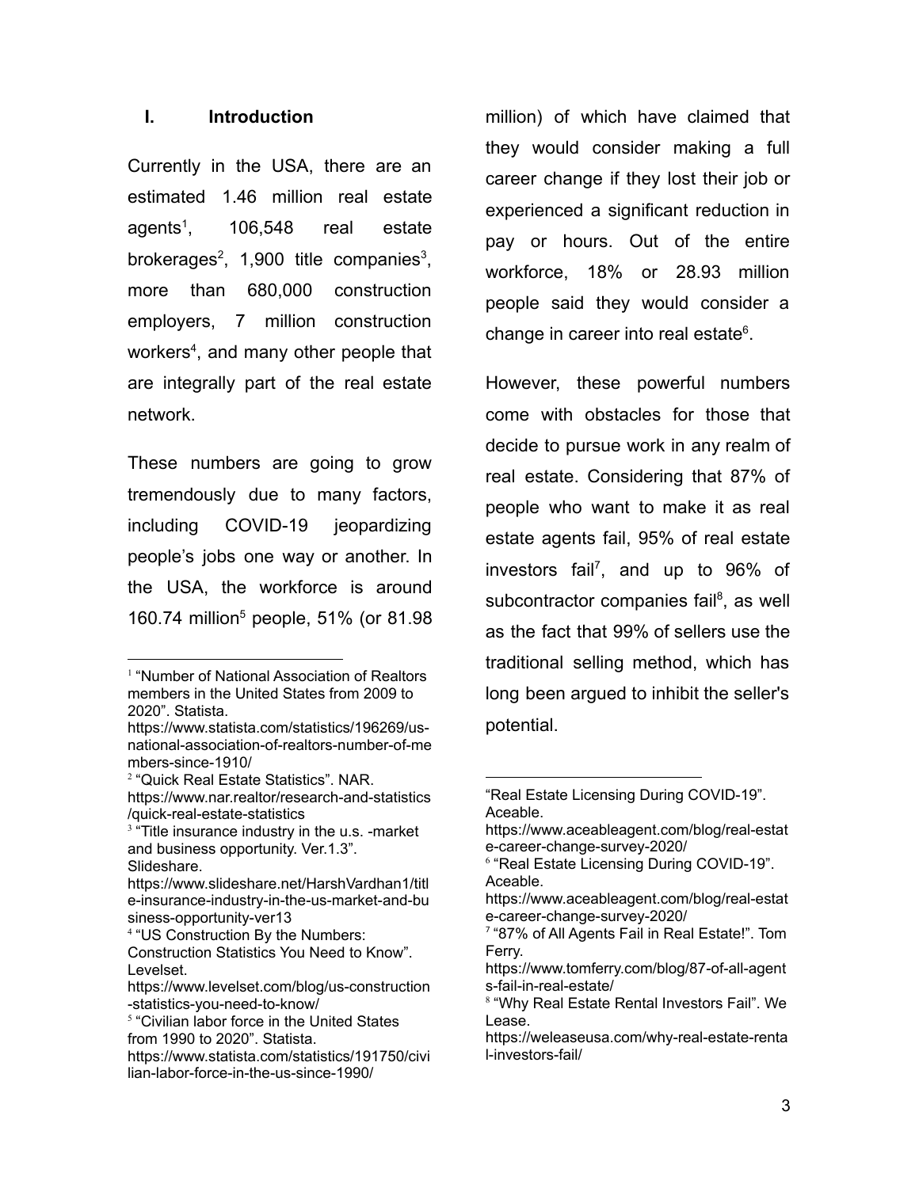## I. Introduction

Currently in the USA, there are an estimated 1.46 million real estate agents[1], 106,548 real estate brokerages[2], 1,900 title companies[3], more than 680,000 construction employers, 7 million construction workers[4], and many other people that are integrally part of the real estate network.

These numbers are going to grow tremendously due to many factors, including COVID-19 jeopardizing people's jobs one way or another. In the USA, the workforce is around 160.74 million[5] people, 51% (or 81.98 million) of which have claimed that they would consider making a full career change if they lost their job or experienced a significant reduction in pay or hours. Out of the entire workforce, 18% or 28.93 million people said they would consider a change in career into real estate[6].

However, these powerful numbers come with obstacles for those that decide to pursue work in any realm of real estate. Considering that 87% of people who want to make it as real estate agents fail, 95% of real estate investors fail[7], and up to 96% of subcontractor companies fail[8], as well as the fact that 99% of sellers use the traditional selling method, which has long been argued to inhibit the seller's potential.

---

[1] "Number of National Association of Realtors members in the United States from 2009 to 2020". Statista. https://www.statista.com/statistics/196269/us-national-association-of-realtors-number-of-members-since-1910/

[2] "Quick Real Estate Statistics". NAR. https://www.nar.realtor/research-and-statistics/quick-real-estate-statistics

[3] "Title insurance industry in the u.s. -market and business opportunity. Ver.1.3". Slideshare. https://www.slideshare.net/HarshVardhan1/title-insurance-industry-in-the-us-market-and-business-opportunity-ver13

[4] "US Construction By the Numbers: Construction Statistics You Need to Know". Levelset. https://www.levelset.com/blog/us-construction-statistics-you-need-to-know/

[5] "Civilian labor force in the United States from 1990 to 2020". Statista. https://www.statista.com/statistics/191750/civilian-labor-force-in-the-us-since-1990/

"Real Estate Licensing During COVID-19". Aceable. https://www.aceableagent.com/blog/real-estate-career-change-survey-2020/

[6] "Real Estate Licensing During COVID-19". Aceable. https://www.aceableagent.com/blog/real-estate-career-change-survey-2020/

[7] "87% of All Agents Fail in Real Estate!". Tom Ferry. https://www.tomferry.com/blog/87-of-all-agents-fail-in-real-estate/

[8] "Why Real Estate Rental Investors Fail". We Lease. https://weleaseusa.com/why-real-estate-rental-investors-fail/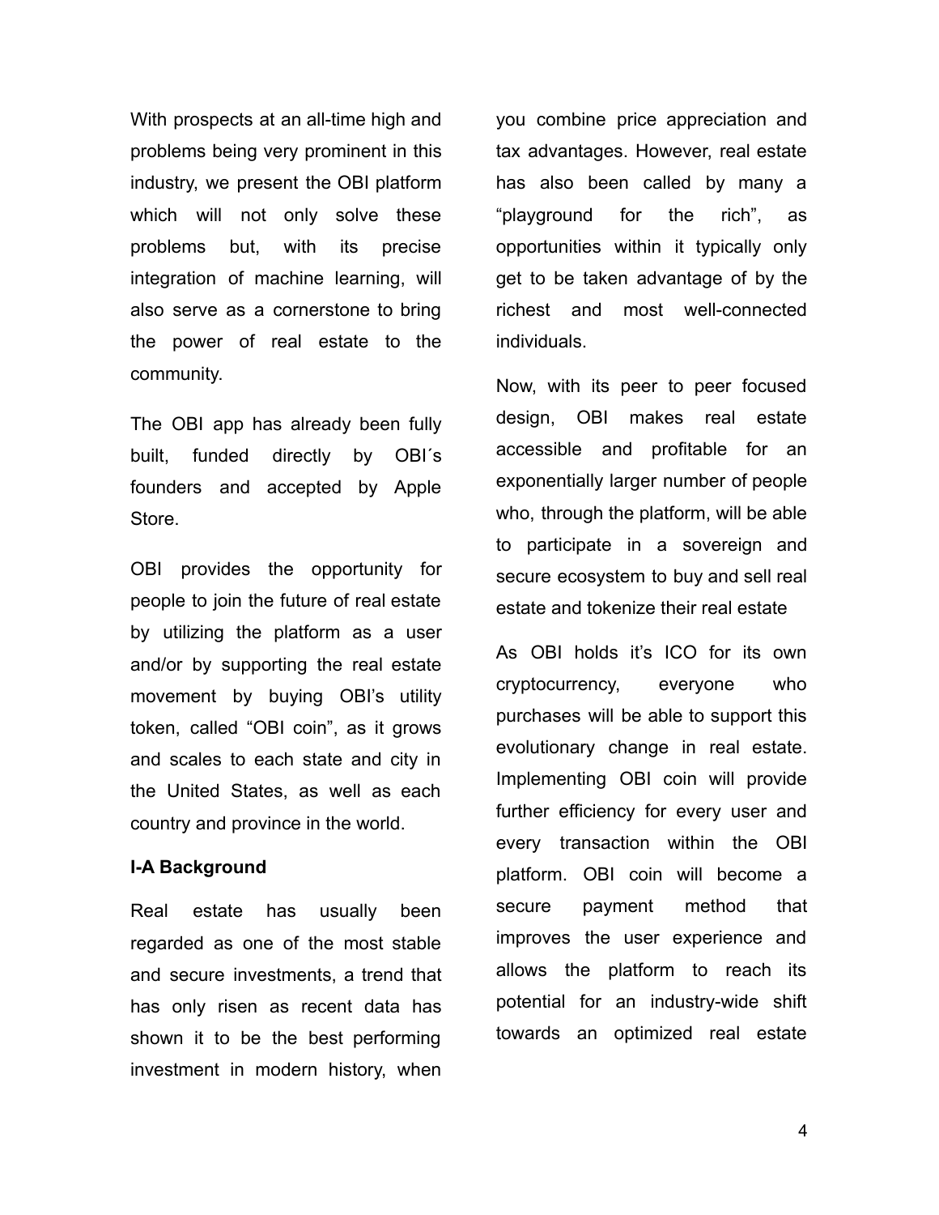With prospects at an all-time high and problems being very prominent in this industry, we present the OBI platform which will not only solve these problems but, with its precise integration of machine learning, will also serve as a cornerstone to bring the power of real estate to the community.

The OBI app has already been fully built, funded directly by OBI´s founders and accepted by Apple Store.

OBI provides the opportunity for people to join the future of real estate by utilizing the platform as a user and/or by supporting the real estate movement by buying OBI's utility token, called "OBI coin", as it grows and scales to each state and city in the United States, as well as each country and province in the world.

**I-A Background**

Real estate has usually been regarded as one of the most stable and secure investments, a trend that has only risen as recent data has shown it to be the best performing investment in modern history, when you combine price appreciation and tax advantages. However, real estate has also been called by many a "playground for the rich", as opportunities within it typically only get to be taken advantage of by the richest and most well-connected individuals.

Now, with its peer to peer focused design, OBI makes real estate accessible and profitable for an exponentially larger number of people who, through the platform, will be able to participate in a sovereign and secure ecosystem to buy and sell real estate and tokenize their real estate

As OBI holds it's ICO for its own cryptocurrency, everyone who purchases will be able to support this evolutionary change in real estate. Implementing OBI coin will provide further efficiency for every user and every transaction within the OBI platform. OBI coin will become a secure payment method that improves the user experience and allows the platform to reach its potential for an industry-wide shift towards an optimized real estate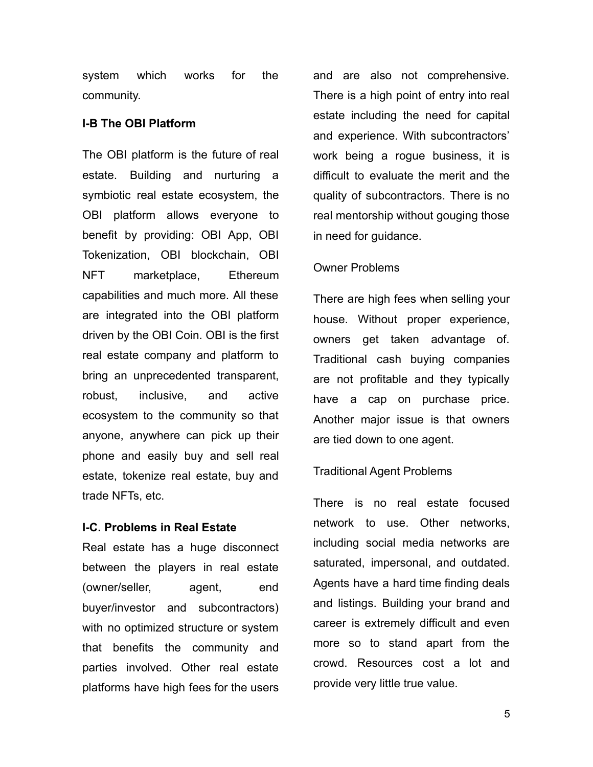system which works for the community.

### I-B The OBI Platform

The OBI platform is the future of real estate. Building and nurturing a symbiotic real estate ecosystem, the OBI platform allows everyone to benefit by providing: OBI App, OBI Tokenization, OBI blockchain, OBI NFT marketplace, Ethereum capabilities and much more. All these are integrated into the OBI platform driven by the OBI Coin. OBI is the first real estate company and platform to bring an unprecedented transparent, robust, inclusive, and active ecosystem to the community so that anyone, anywhere can pick up their phone and easily buy and sell real estate, tokenize real estate, buy and trade NFTs, etc.

### I-C. Problems in Real Estate

Real estate has a huge disconnect between the players in real estate (owner/seller, agent, end buyer/investor and subcontractors) with no optimized structure or system that benefits the community and parties involved. Other real estate platforms have high fees for the users and are also not comprehensive. There is a high point of entry into real estate including the need for capital and experience. With subcontractors' work being a rogue business, it is difficult to evaluate the merit and the quality of subcontractors. There is no real mentorship without gouging those in need for guidance.

Owner Problems

There are high fees when selling your house. Without proper experience, owners get taken advantage of. Traditional cash buying companies are not profitable and they typically have a cap on purchase price. Another major issue is that owners are tied down to one agent.

Traditional Agent Problems

There is no real estate focused network to use. Other networks, including social media networks are saturated, impersonal, and outdated. Agents have a hard time finding deals and listings. Building your brand and career is extremely difficult and even more so to stand apart from the crowd. Resources cost a lot and provide very little true value.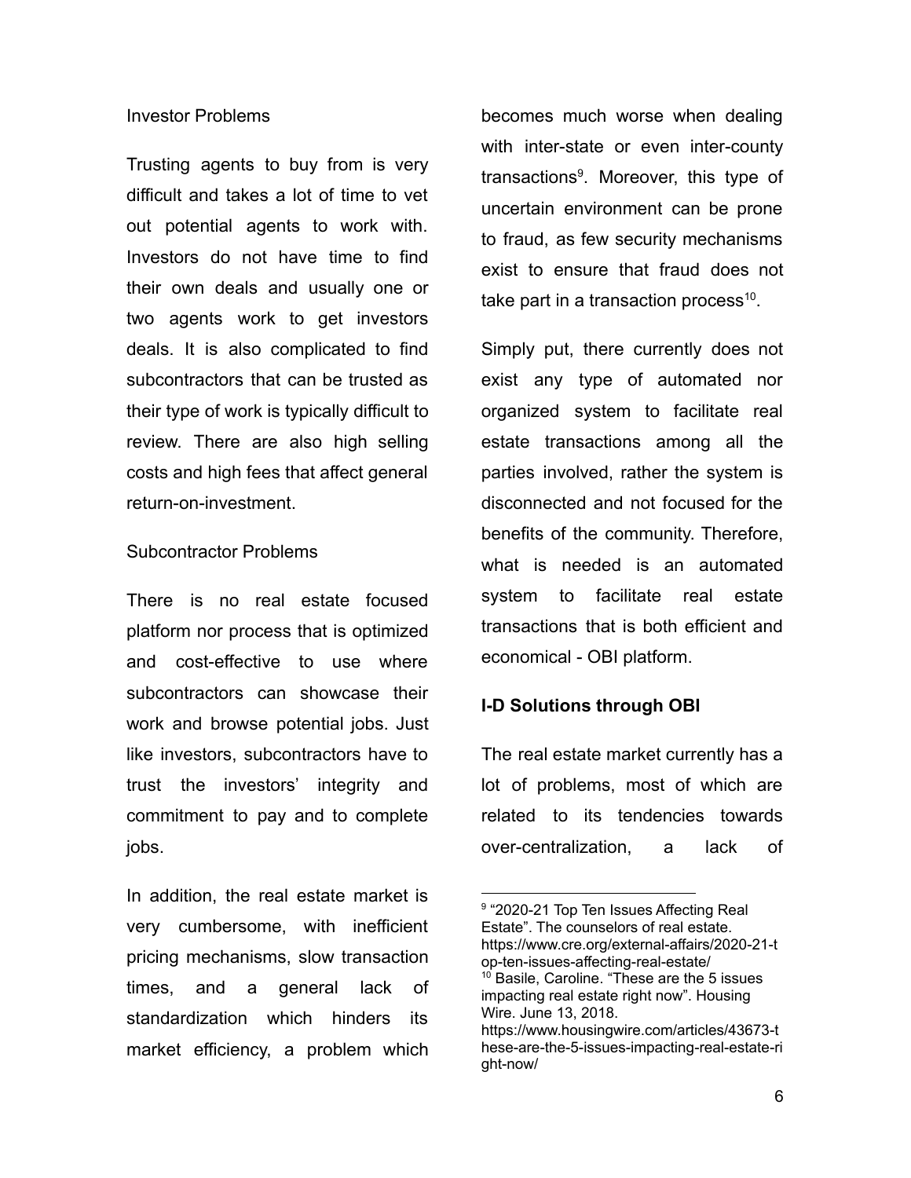Investor Problems

Trusting agents to buy from is very difficult and takes a lot of time to vet out potential agents to work with. Investors do not have time to find their own deals and usually one or two agents work to get investors deals. It is also complicated to find subcontractors that can be trusted as their type of work is typically difficult to review. There are also high selling costs and high fees that affect general return-on-investment.

Subcontractor Problems

There is no real estate focused platform nor process that is optimized and cost-effective to use where subcontractors can showcase their work and browse potential jobs. Just like investors, subcontractors have to trust the investors' integrity and commitment to pay and to complete jobs.

In addition, the real estate market is very cumbersome, with inefficient pricing mechanisms, slow transaction times, and a general lack of standardization which hinders its market efficiency, a problem which becomes much worse when dealing with inter-state or even inter-county transactions[9]. Moreover, this type of uncertain environment can be prone to fraud, as few security mechanisms exist to ensure that fraud does not take part in a transaction process[10].

Simply put, there currently does not exist any type of automated nor organized system to facilitate real estate transactions among all the parties involved, rather the system is disconnected and not focused for the benefits of the community. Therefore, what is needed is an automated system to facilitate real estate transactions that is both efficient and economical - OBI platform.

**I-D Solutions through OBI**

The real estate market currently has a lot of problems, most of which are related to its tendencies towards over-centralization, a lack of

---

[9] "2020-21 Top Ten Issues Affecting Real Estate". The counselors of real estate. https://www.cre.org/external-affairs/2020-21-top-ten-issues-affecting-real-estate/

[10] Basile, Caroline. "These are the 5 issues impacting real estate right now". Housing Wire. June 13, 2018. https://www.housingwire.com/articles/43673-these-are-the-5-issues-impacting-real-estate-right-now/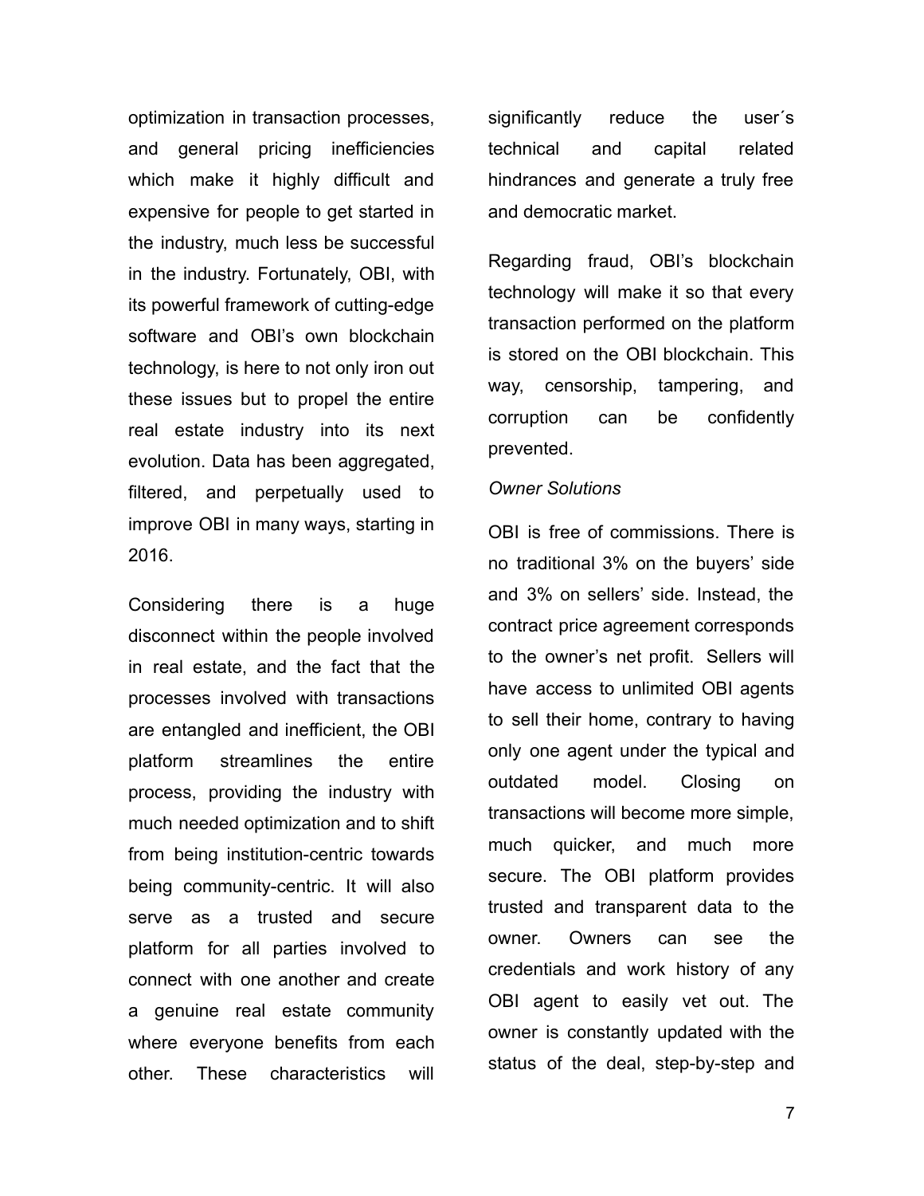optimization in transaction processes, and general pricing inefficiencies which make it highly difficult and expensive for people to get started in the industry, much less be successful in the industry. Fortunately, OBI, with its powerful framework of cutting-edge software and OBI's own blockchain technology, is here to not only iron out these issues but to propel the entire real estate industry into its next evolution. Data has been aggregated, filtered, and perpetually used to improve OBI in many ways, starting in 2016.

Considering there is a huge disconnect within the people involved in real estate, and the fact that the processes involved with transactions are entangled and inefficient, the OBI platform streamlines the entire process, providing the industry with much needed optimization and to shift from being institution-centric towards being community-centric. It will also serve as a trusted and secure platform for all parties involved to connect with one another and create a genuine real estate community where everyone benefits from each other. These characteristics will significantly reduce the user´s technical and capital related hindrances and generate a truly free and democratic market.

Regarding fraud, OBI's blockchain technology will make it so that every transaction performed on the platform is stored on the OBI blockchain. This way, censorship, tampering, and corruption can be confidently prevented.

*Owner Solutions*

OBI is free of commissions. There is no traditional 3% on the buyers' side and 3% on sellers' side. Instead, the contract price agreement corresponds to the owner's net profit. Sellers will have access to unlimited OBI agents to sell their home, contrary to having only one agent under the typical and outdated model. Closing on transactions will become more simple, much quicker, and much more secure. The OBI platform provides trusted and transparent data to the owner. Owners can see the credentials and work history of any OBI agent to easily vet out. The owner is constantly updated with the status of the deal, step-by-step and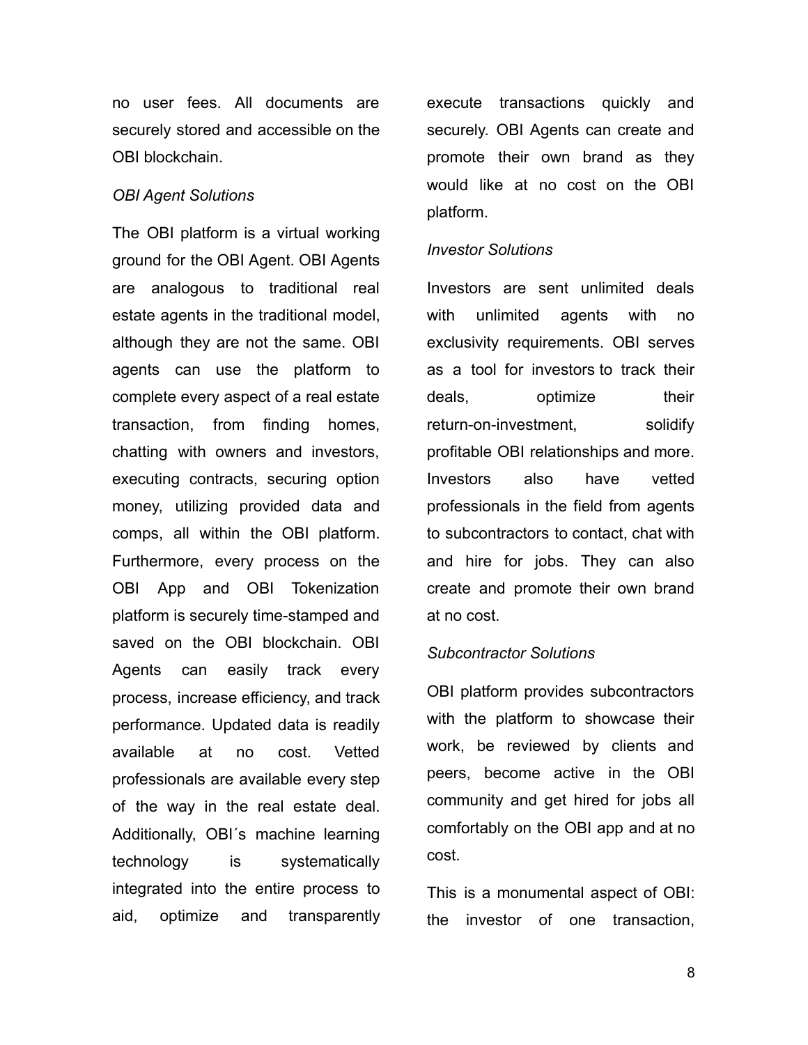no user fees. All documents are securely stored and accessible on the OBI blockchain.

*OBI Agent Solutions*

The OBI platform is a virtual working ground for the OBI Agent. OBI Agents are analogous to traditional real estate agents in the traditional model, although they are not the same. OBI agents can use the platform to complete every aspect of a real estate transaction, from finding homes, chatting with owners and investors, executing contracts, securing option money, utilizing provided data and comps, all within the OBI platform. Furthermore, every process on the OBI App and OBI Tokenization platform is securely time-stamped and saved on the OBI blockchain. OBI Agents can easily track every process, increase efficiency, and track performance. Updated data is readily available at no cost. Vetted professionals are available every step of the way in the real estate deal. Additionally, OBI´s machine learning technology is systematically integrated into the entire process to aid, optimize and transparently execute transactions quickly and securely. OBI Agents can create and promote their own brand as they would like at no cost on the OBI platform.

*Investor Solutions*

Investors are sent unlimited deals with unlimited agents with no exclusivity requirements. OBI serves as a tool for investors to track their deals, optimize their return-on-investment, solidify profitable OBI relationships and more. Investors also have vetted professionals in the field from agents to subcontractors to contact, chat with and hire for jobs. They can also create and promote their own brand at no cost.

*Subcontractor Solutions*

OBI platform provides subcontractors with the platform to showcase their work, be reviewed by clients and peers, become active in the OBI community and get hired for jobs all comfortably on the OBI app and at no cost.

This is a monumental aspect of OBI: the investor of one transaction,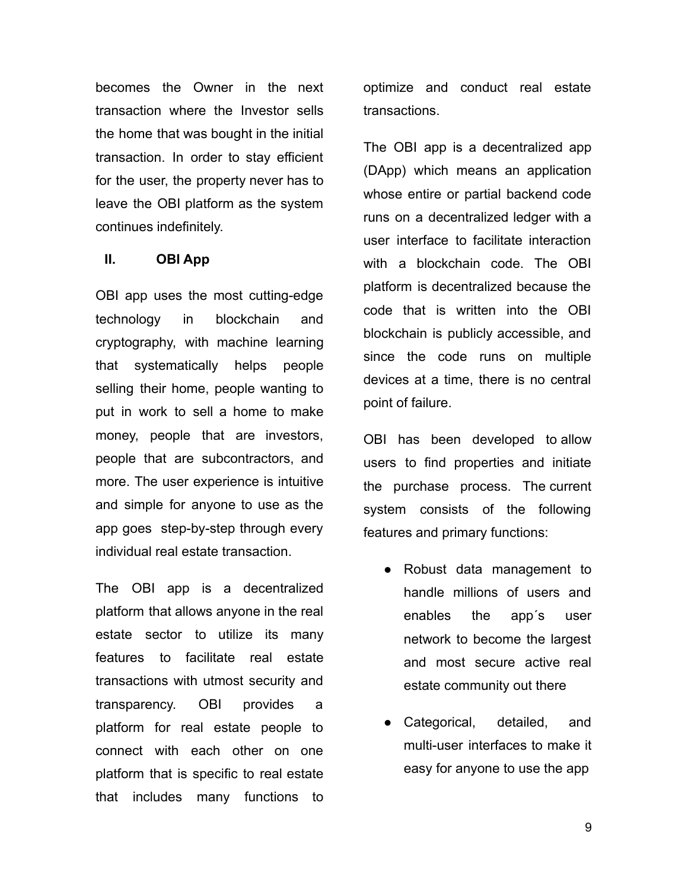becomes the Owner in the next transaction where the Investor sells the home that was bought in the initial transaction. In order to stay efficient for the user, the property never has to leave the OBI platform as the system continues indefinitely.

## II. OBI App

OBI app uses the most cutting-edge technology in blockchain and cryptography, with machine learning that systematically helps people selling their home, people wanting to put in work to sell a home to make money, people that are investors, people that are subcontractors, and more. The user experience is intuitive and simple for anyone to use as the app goes step-by-step through every individual real estate transaction.

The OBI app is a decentralized platform that allows anyone in the real estate sector to utilize its many features to facilitate real estate transactions with utmost security and transparency. OBI provides a platform for real estate people to connect with each other on one platform that is specific to real estate that includes many functions to optimize and conduct real estate transactions.

The OBI app is a decentralized app (DApp) which means an application whose entire or partial backend code runs on a decentralized ledger with a user interface to facilitate interaction with a blockchain code. The OBI platform is decentralized because the code that is written into the OBI blockchain is publicly accessible, and since the code runs on multiple devices at a time, there is no central point of failure.

OBI has been developed to allow users to find properties and initiate the purchase process. The current system consists of the following features and primary functions:

- Robust data management to handle millions of users and enables the app´s user network to become the largest and most secure active real estate community out there
- Categorical, detailed, and multi-user interfaces to make it easy for anyone to use the app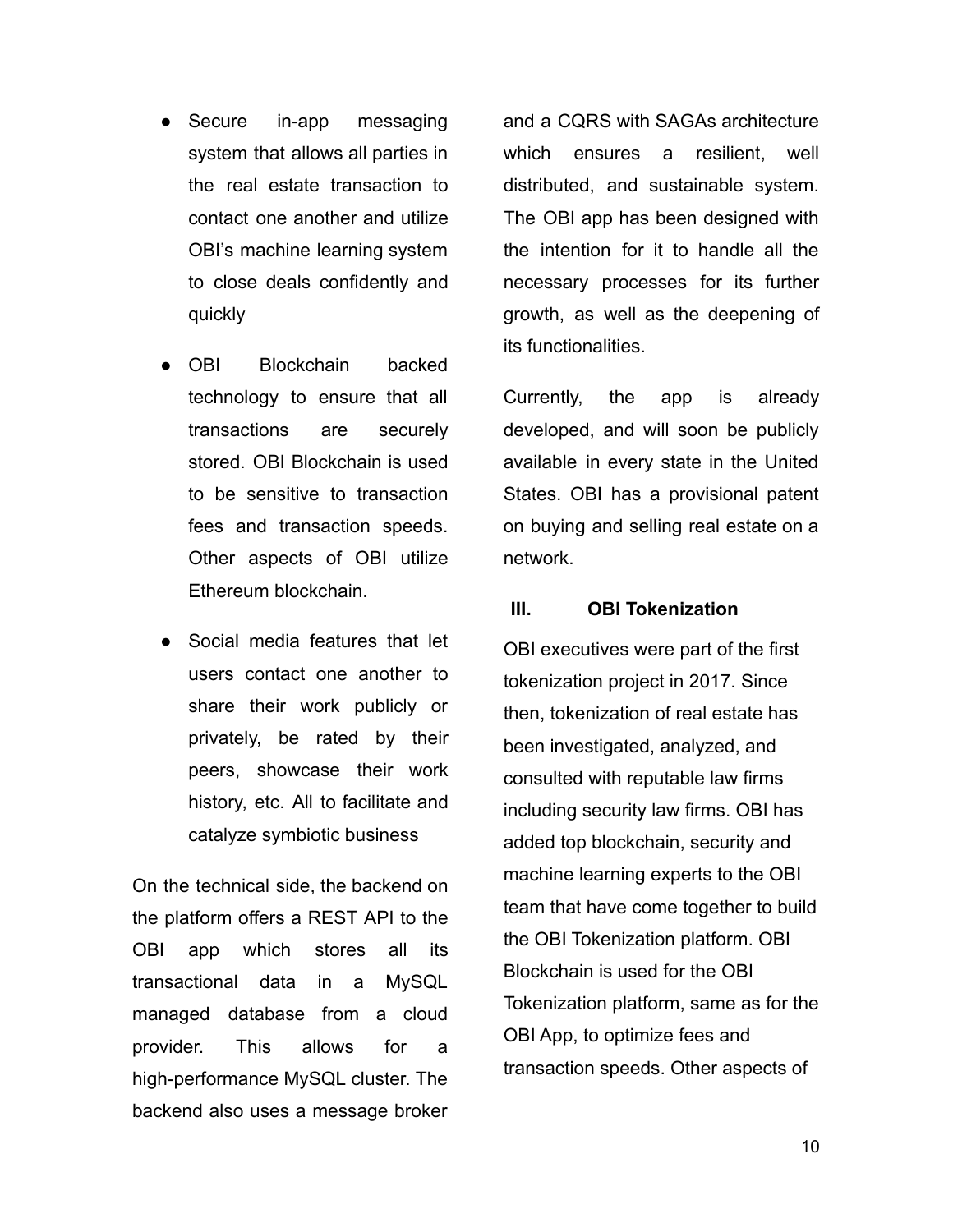- Secure in-app messaging system that allows all parties in the real estate transaction to contact one another and utilize OBI's machine learning system to close deals confidently and quickly

- OBI Blockchain backed technology to ensure that all transactions are securely stored. OBI Blockchain is used to be sensitive to transaction fees and transaction speeds. Other aspects of OBI utilize Ethereum blockchain.

- Social media features that let users contact one another to share their work publicly or privately, be rated by their peers, showcase their work history, etc. All to facilitate and catalyze symbiotic business

On the technical side, the backend on the platform offers a REST API to the OBI app which stores all its transactional data in a MySQL managed database from a cloud provider. This allows for a high-performance MySQL cluster. The backend also uses a message broker and a CQRS with SAGAs architecture which ensures a resilient, well distributed, and sustainable system. The OBI app has been designed with the intention for it to handle all the necessary processes for its further growth, as well as the deepening of its functionalities.

Currently, the app is already developed, and will soon be publicly available in every state in the United States. OBI has a provisional patent on buying and selling real estate on a network.

## III. OBI Tokenization

OBI executives were part of the first tokenization project in 2017. Since then, tokenization of real estate has been investigated, analyzed, and consulted with reputable law firms including security law firms. OBI has added top blockchain, security and machine learning experts to the OBI team that have come together to build the OBI Tokenization platform. OBI Blockchain is used for the OBI Tokenization platform, same as for the OBI App, to optimize fees and transaction speeds. Other aspects of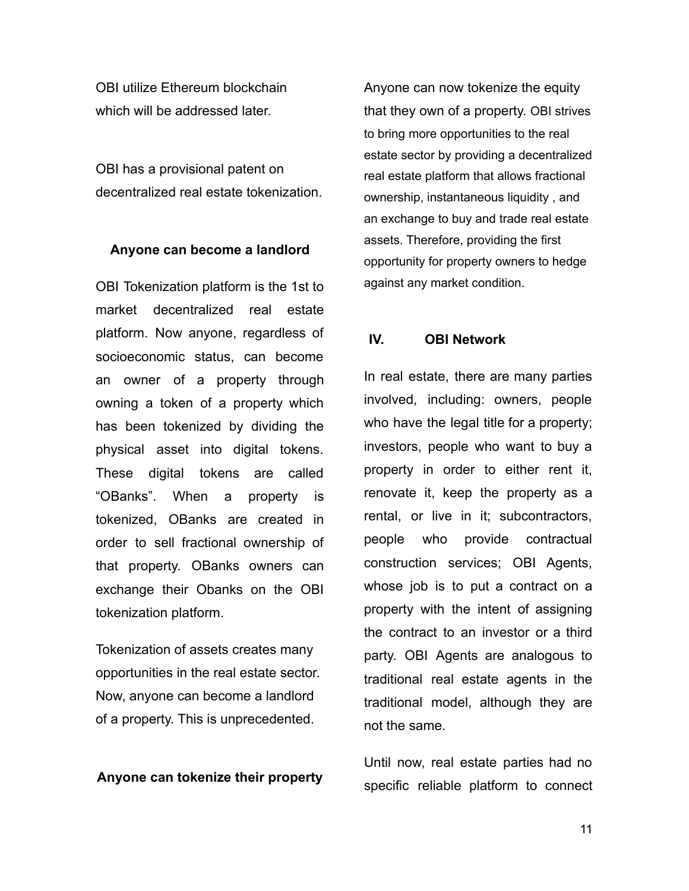OBI utilize Ethereum blockchain which will be addressed later.

OBI has a provisional patent on decentralized real estate tokenization.

### Anyone can become a landlord

OBI Tokenization platform is the 1st to market decentralized real estate platform. Now anyone, regardless of socioeconomic status, can become an owner of a property through owning a token of a property which has been tokenized by dividing the physical asset into digital tokens. These digital tokens are called "OBanks". When a property is tokenized, OBanks are created in order to sell fractional ownership of that property. OBanks owners can exchange their Obanks on the OBI tokenization platform.

Tokenization of assets creates many opportunities in the real estate sector. Now, anyone can become a landlord of a property. This is unprecedented.

### Anyone can tokenize their property

Anyone can now tokenize the equity that they own of a property. OBI strives to bring more opportunities to the real estate sector by providing a decentralized real estate platform that allows fractional ownership, instantaneous liquidity , and an exchange to buy and trade real estate assets. Therefore, providing the first opportunity for property owners to hedge against any market condition.

## IV. OBI Network

In real estate, there are many parties involved, including: owners, people who have the legal title for a property; investors, people who want to buy a property in order to either rent it, renovate it, keep the property as a rental, or live in it; subcontractors, people who provide contractual construction services; OBI Agents, whose job is to put a contract on a property with the intent of assigning the contract to an investor or a third party. OBI Agents are analogous to traditional real estate agents in the traditional model, although they are not the same.

Until now, real estate parties had no specific reliable platform to connect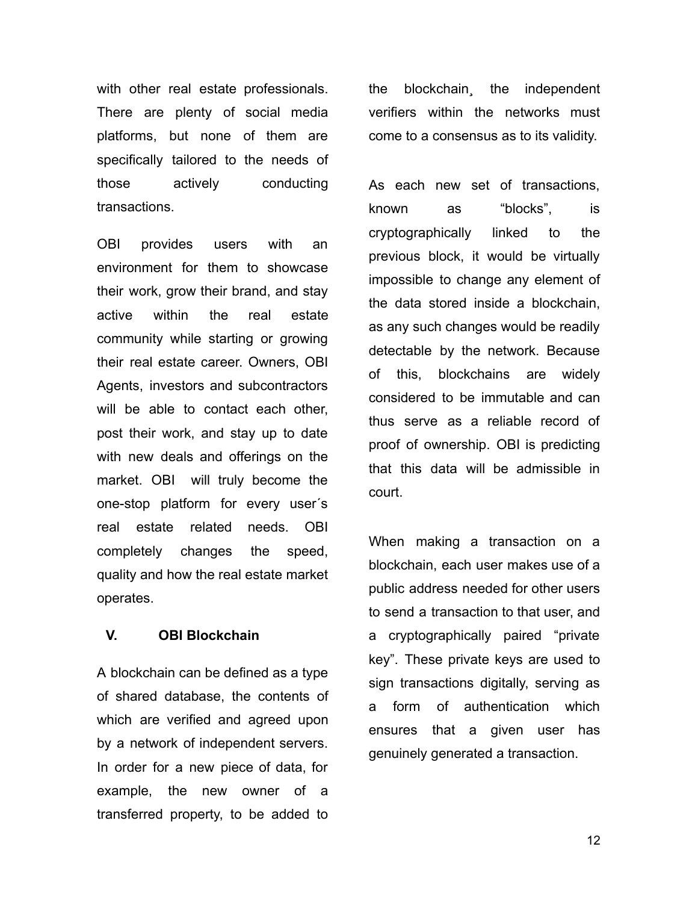with other real estate professionals. There are plenty of social media platforms, but none of them are specifically tailored to the needs of those actively conducting transactions.

OBI provides users with an environment for them to showcase their work, grow their brand, and stay active within the real estate community while starting or growing their real estate career. Owners, OBI Agents, investors and subcontractors will be able to contact each other, post their work, and stay up to date with new deals and offerings on the market. OBI will truly become the one-stop platform for every user´s real estate related needs. OBI completely changes the speed, quality and how the real estate market operates.

## V. OBI Blockchain

A blockchain can be defined as a type of shared database, the contents of which are verified and agreed upon by a network of independent servers. In order for a new piece of data, for example, the new owner of a transferred property, to be added to the blockchain¸ the independent verifiers within the networks must come to a consensus as to its validity.

As each new set of transactions, known as "blocks", is cryptographically linked to the previous block, it would be virtually impossible to change any element of the data stored inside a blockchain, as any such changes would be readily detectable by the network. Because of this, blockchains are widely considered to be immutable and can thus serve as a reliable record of proof of ownership. OBI is predicting that this data will be admissible in court.

When making a transaction on a blockchain, each user makes use of a public address needed for other users to send a transaction to that user, and a cryptographically paired "private key". These private keys are used to sign transactions digitally, serving as a form of authentication which ensures that a given user has genuinely generated a transaction.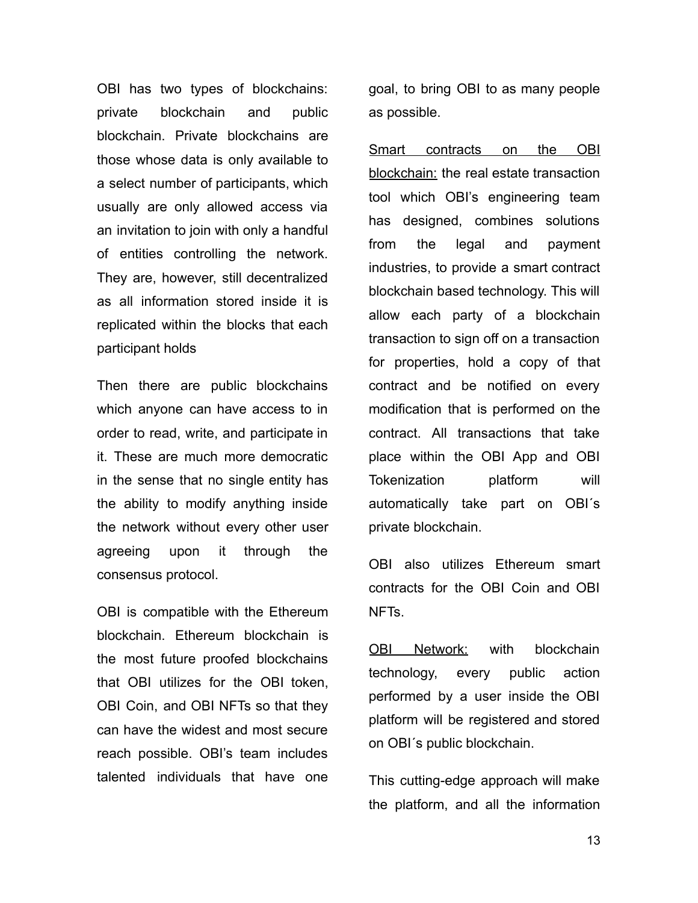OBI has two types of blockchains: private blockchain and public blockchain. Private blockchains are those whose data is only available to a select number of participants, which usually are only allowed access via an invitation to join with only a handful of entities controlling the network. They are, however, still decentralized as all information stored inside it is replicated within the blocks that each participant holds

Then there are public blockchains which anyone can have access to in order to read, write, and participate in it. These are much more democratic in the sense that no single entity has the ability to modify anything inside the network without every other user agreeing upon it through the consensus protocol.

OBI is compatible with the Ethereum blockchain. Ethereum blockchain is the most future proofed blockchains that OBI utilizes for the OBI token, OBI Coin, and OBI NFTs so that they can have the widest and most secure reach possible. OBI's team includes talented individuals that have one goal, to bring OBI to as many people as possible.

<u>Smart contracts on the OBI blockchain:</u> the real estate transaction tool which OBI's engineering team has designed, combines solutions from the legal and payment industries, to provide a smart contract blockchain based technology. This will allow each party of a blockchain transaction to sign off on a transaction for properties, hold a copy of that contract and be notified on every modification that is performed on the contract. All transactions that take place within the OBI App and OBI Tokenization platform will automatically take part on OBI´s private blockchain.

OBI also utilizes Ethereum smart contracts for the OBI Coin and OBI NFTs.

<u>OBI Network:</u> with blockchain technology, every public action performed by a user inside the OBI platform will be registered and stored on OBI´s public blockchain.

This cutting-edge approach will make the platform, and all the information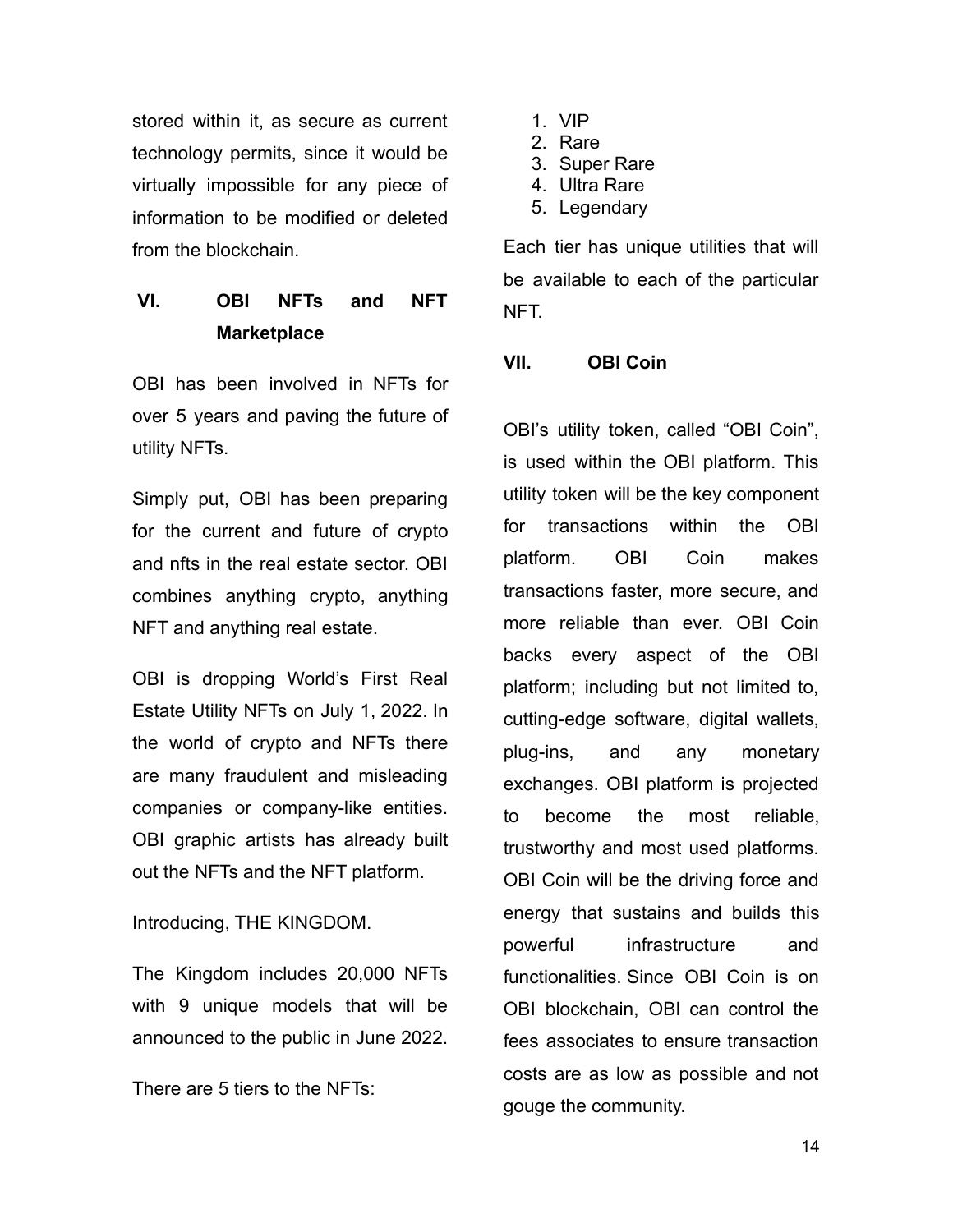stored within it, as secure as current technology permits, since it would be virtually impossible for any piece of information to be modified or deleted from the blockchain.

## VI. OBI NFTs and NFT Marketplace

OBI has been involved in NFTs for over 5 years and paving the future of utility NFTs.

Simply put, OBI has been preparing for the current and future of crypto and nfts in the real estate sector. OBI combines anything crypto, anything NFT and anything real estate.

OBI is dropping World's First Real Estate Utility NFTs on July 1, 2022. In the world of crypto and NFTs there are many fraudulent and misleading companies or company-like entities. OBI graphic artists has already built out the NFTs and the NFT platform.

Introducing, THE KINGDOM.

The Kingdom includes 20,000 NFTs with 9 unique models that will be announced to the public in June 2022.

There are 5 tiers to the NFTs:

1. VIP
2. Rare
3. Super Rare
4. Ultra Rare
5. Legendary

Each tier has unique utilities that will be available to each of the particular NFT.

## VII. OBI Coin

OBI's utility token, called "OBI Coin", is used within the OBI platform. This utility token will be the key component for transactions within the OBI platform. OBI Coin makes transactions faster, more secure, and more reliable than ever. OBI Coin backs every aspect of the OBI platform; including but not limited to, cutting-edge software, digital wallets, plug-ins, and any monetary exchanges. OBI platform is projected to become the most reliable, trustworthy and most used platforms. OBI Coin will be the driving force and energy that sustains and builds this powerful infrastructure and functionalities. Since OBI Coin is on OBI blockchain, OBI can control the fees associates to ensure transaction costs are as low as possible and not gouge the community.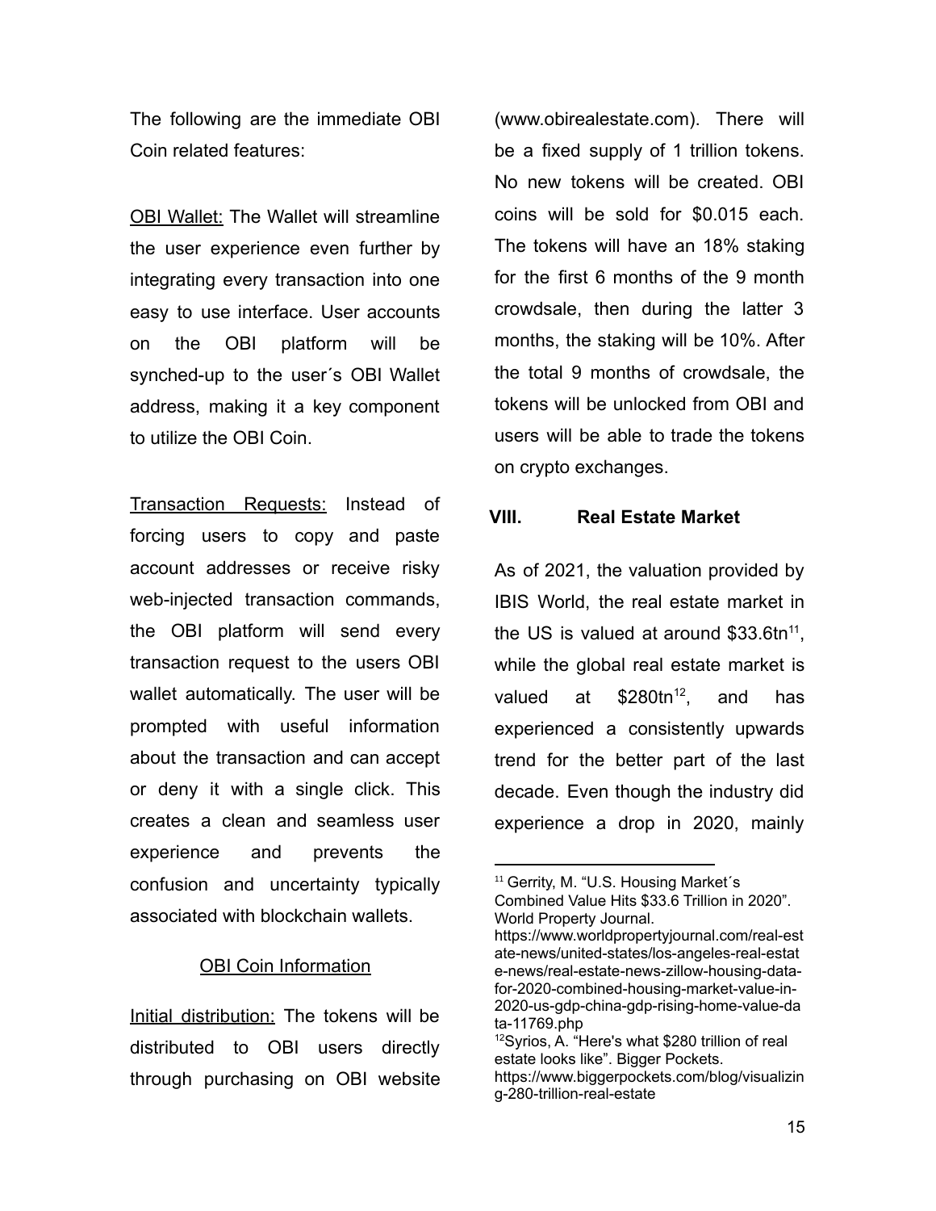The following are the immediate OBI Coin related features:

<u>OBI Wallet:</u> The Wallet will streamline the user experience even further by integrating every transaction into one easy to use interface. User accounts on the OBI platform will be synched-up to the user´s OBI Wallet address, making it a key component to utilize the OBI Coin.

<u>Transaction Requests:</u> Instead of forcing users to copy and paste account addresses or receive risky web-injected transaction commands, the OBI platform will send every transaction request to the users OBI wallet automatically. The user will be prompted with useful information about the transaction and can accept or deny it with a single click. This creates a clean and seamless user experience and prevents the confusion and uncertainty typically associated with blockchain wallets.

<u>OBI Coin Information</u>

<u>Initial distribution:</u> The tokens will be distributed to OBI users directly through purchasing on OBI website (www.obirealestate.com). There will be a fixed supply of 1 trillion tokens. No new tokens will be created. OBI coins will be sold for $0.015 each. The tokens will have an 18% staking for the first 6 months of the 9 month crowdsale, then during the latter 3 months, the staking will be 10%. After the total 9 months of crowdsale, the tokens will be unlocked from OBI and users will be able to trade the tokens on crypto exchanges.

## VIII. Real Estate Market

As of 2021, the valuation provided by IBIS World, the real estate market in the US is valued at around $33.6tn[11], while the global real estate market is valued at $280tn[12], and has experienced a consistently upwards trend for the better part of the last decade. Even though the industry did experience a drop in 2020, mainly

---

[11] Gerrity, M. "U.S. Housing Market´s Combined Value Hits $33.6 Trillion in 2020". World Property Journal. https://www.worldpropertyjournal.com/real-estate-news/united-states/los-angeles-real-estate-news/real-estate-news-zillow-housing-data-for-2020-combined-housing-market-value-in-2020-us-gdp-china-gdp-rising-home-value-data-11769.php

[12] Syrios, A. "Here's what $280 trillion of real estate looks like". Bigger Pockets. https://www.biggerpockets.com/blog/visualizing-280-trillion-real-estate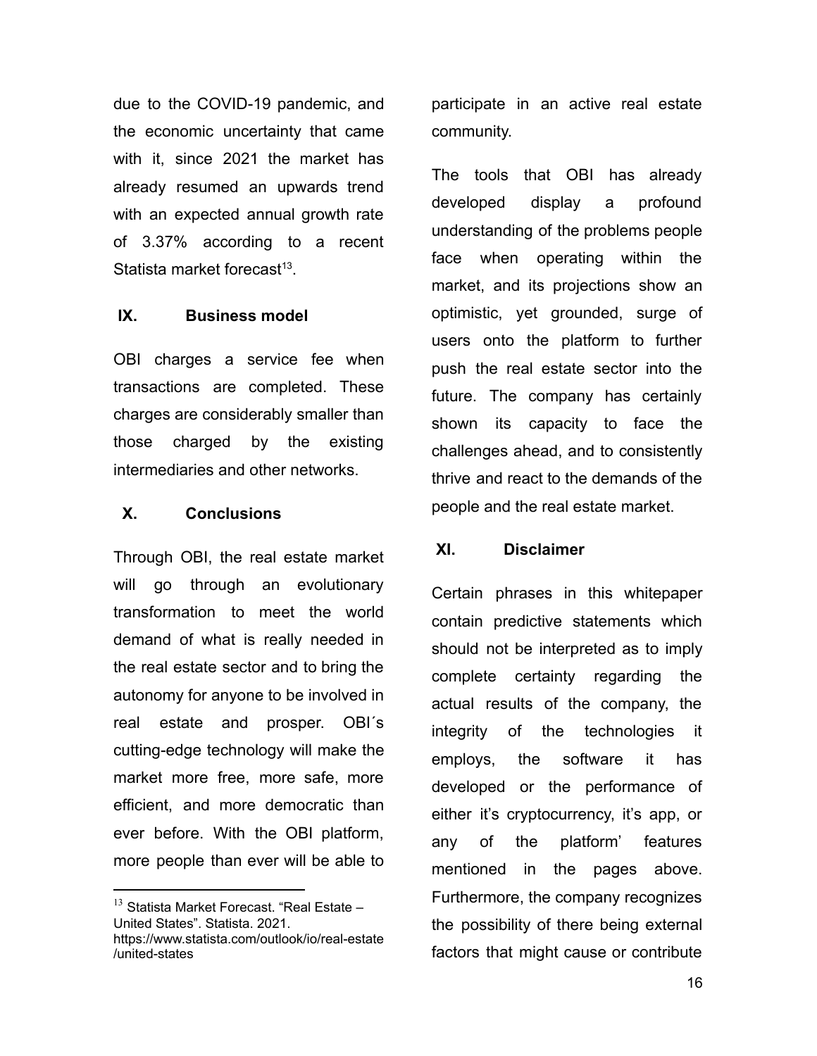due to the COVID-19 pandemic, and the economic uncertainty that came with it, since 2021 the market has already resumed an upwards trend with an expected annual growth rate of 3.37% according to a recent Statista market forecast[13].

## IX. Business model

OBI charges a service fee when transactions are completed. These charges are considerably smaller than those charged by the existing intermediaries and other networks.

## X. Conclusions

Through OBI, the real estate market will go through an evolutionary transformation to meet the world demand of what is really needed in the real estate sector and to bring the autonomy for anyone to be involved in real estate and prosper. OBI´s cutting-edge technology will make the market more free, more safe, more efficient, and more democratic than ever before. With the OBI platform, more people than ever will be able to participate in an active real estate community.

The tools that OBI has already developed display a profound understanding of the problems people face when operating within the market, and its projections show an optimistic, yet grounded, surge of users onto the platform to further push the real estate sector into the future. The company has certainly shown its capacity to face the challenges ahead, and to consistently thrive and react to the demands of the people and the real estate market.

## XI. Disclaimer

Certain phrases in this whitepaper contain predictive statements which should not be interpreted as to imply complete certainty regarding the actual results of the company, the integrity of the technologies it employs, the software it has developed or the performance of either it's cryptocurrency, it's app, or any of the platform' features mentioned in the pages above. Furthermore, the company recognizes the possibility of there being external factors that might cause or contribute

---

[13] Statista Market Forecast. "Real Estate – United States". Statista. 2021. https://www.statista.com/outlook/io/real-estate/united-states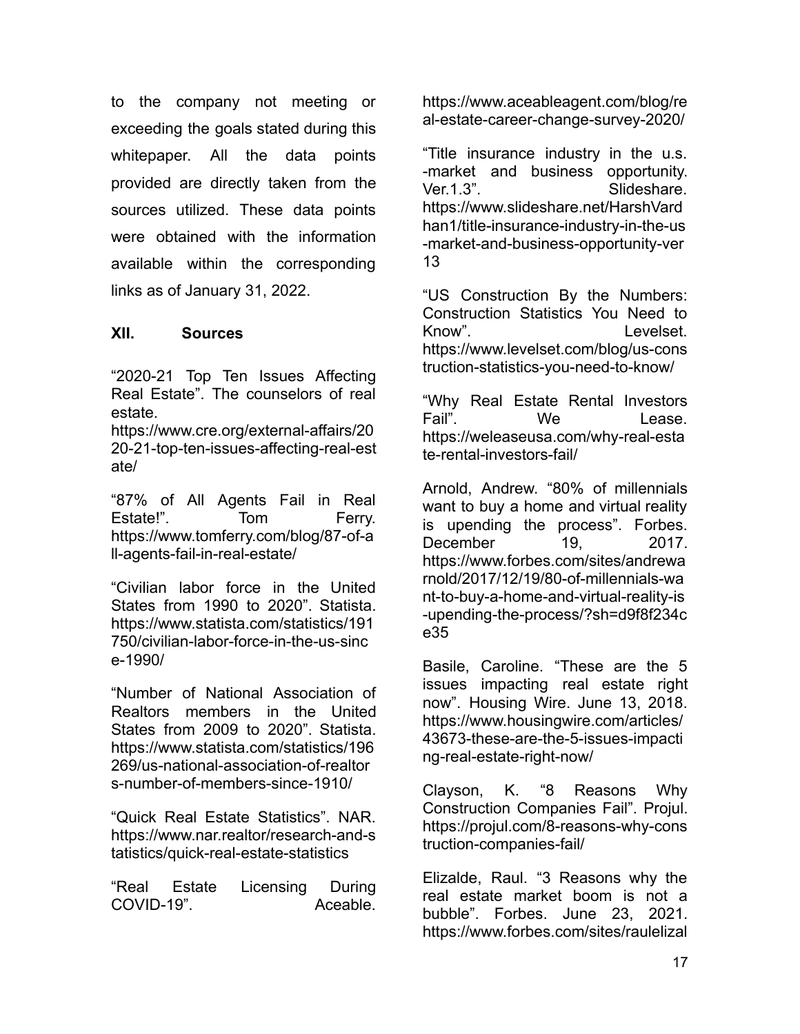to the company not meeting or exceeding the goals stated during this whitepaper. All the data points provided are directly taken from the sources utilized. These data points were obtained with the information available within the corresponding links as of January 31, 2022.

## XII. Sources

"2020-21 Top Ten Issues Affecting Real Estate". The counselors of real estate. https://www.cre.org/external-affairs/2020-21-top-ten-issues-affecting-real-estate/

"87% of All Agents Fail in Real Estate!". Tom Ferry. https://www.tomferry.com/blog/87-of-all-agents-fail-in-real-estate/

"Civilian labor force in the United States from 1990 to 2020". Statista. https://www.statista.com/statistics/191750/civilian-labor-force-in-the-us-since-1990/

"Number of National Association of Realtors members in the United States from 2009 to 2020". Statista. https://www.statista.com/statistics/196269/us-national-association-of-realtors-number-of-members-since-1910/

"Quick Real Estate Statistics". NAR. https://www.nar.realtor/research-and-statistics/quick-real-estate-statistics

"Real Estate Licensing During COVID-19". Aceable. https://www.aceableagent.com/blog/real-estate-career-change-survey-2020/

"Title insurance industry in the u.s. -market and business opportunity. Ver.1.3". Slideshare. https://www.slideshare.net/HarshVardhan1/title-insurance-industry-in-the-us-market-and-business-opportunity-ver13

"US Construction By the Numbers: Construction Statistics You Need to Know". Levelset. https://www.levelset.com/blog/us-construction-statistics-you-need-to-know/

"Why Real Estate Rental Investors Fail". We Lease. https://weleaseusa.com/why-real-estate-rental-investors-fail/

Arnold, Andrew. "80% of millennials want to buy a home and virtual reality is upending the process". Forbes. December 19, 2017. https://www.forbes.com/sites/andrewarnold/2017/12/19/80-of-millennials-want-to-buy-a-home-and-virtual-reality-is-upending-the-process/?sh=d9f8f234ce35

Basile, Caroline. "These are the 5 issues impacting real estate right now". Housing Wire. June 13, 2018. https://www.housingwire.com/articles/43673-these-are-the-5-issues-impacting-real-estate-right-now/

Clayson, K. "8 Reasons Why Construction Companies Fail". Projul. https://projul.com/8-reasons-why-construction-companies-fail/

Elizalde, Raul. "3 Reasons why the real estate market boom is not a bubble". Forbes. June 23, 2021. https://www.forbes.com/sites/raulelizal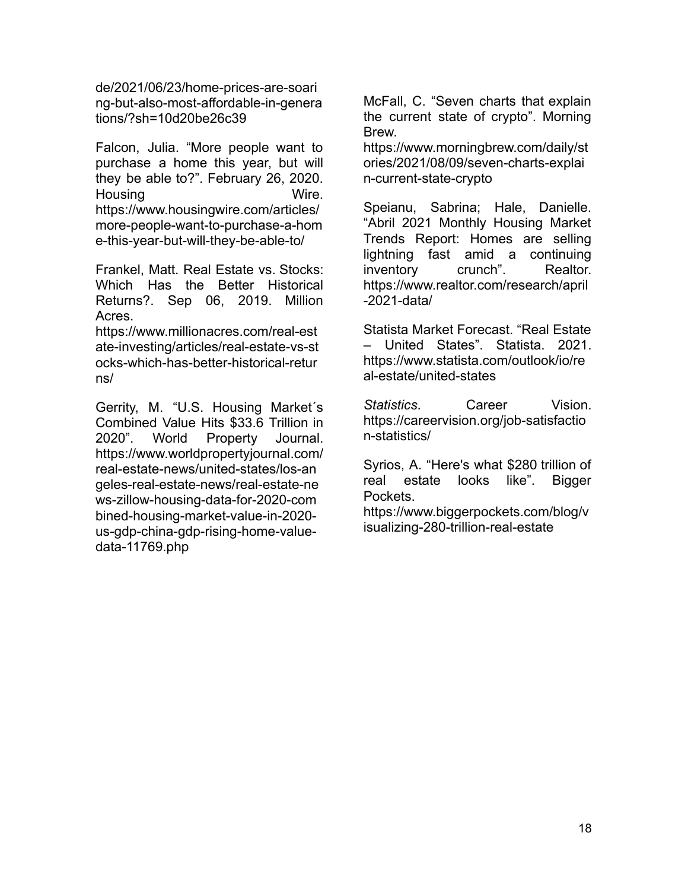de/2021/06/23/home-prices-are-soaring-but-also-most-affordable-in-generations/?sh=10d20be26c39

Falcon, Julia. “More people want to purchase a home this year, but will they be able to?”. February 26, 2020. Housing Wire. https://www.housingwire.com/articles/more-people-want-to-purchase-a-home-this-year-but-will-they-be-able-to/

Frankel, Matt. Real Estate vs. Stocks: Which Has the Better Historical Returns?. Sep 06, 2019. Million Acres. https://www.millionacres.com/real-estate-investing/articles/real-estate-vs-stocks-which-has-better-historical-returns/

Gerrity, M. “U.S. Housing Market´s Combined Value Hits $33.6 Trillion in 2020”. World Property Journal. https://www.worldpropertyjournal.com/real-estate-news/united-states/los-angeles-real-estate-news/real-estate-news-zillow-housing-data-for-2020-combined-housing-market-value-in-2020-us-gdp-china-gdp-rising-home-value-data-11769.php

McFall, C. “Seven charts that explain the current state of crypto”. Morning Brew. https://www.morningbrew.com/daily/stories/2021/08/09/seven-charts-explain-current-state-crypto

Speianu, Sabrina; Hale, Danielle. “Abril 2021 Monthly Housing Market Trends Report: Homes are selling lightning fast amid a continuing inventory crunch”. Realtor. https://www.realtor.com/research/april-2021-data/

Statista Market Forecast. “Real Estate – United States”. Statista. 2021. https://www.statista.com/outlook/io/real-estate/united-states

*Statistics*. Career Vision. https://careervision.org/job-satisfaction-statistics/

Syrios, A. “Here's what $280 trillion of real estate looks like”. Bigger Pockets. https://www.biggerpockets.com/blog/visualizing-280-trillion-real-estate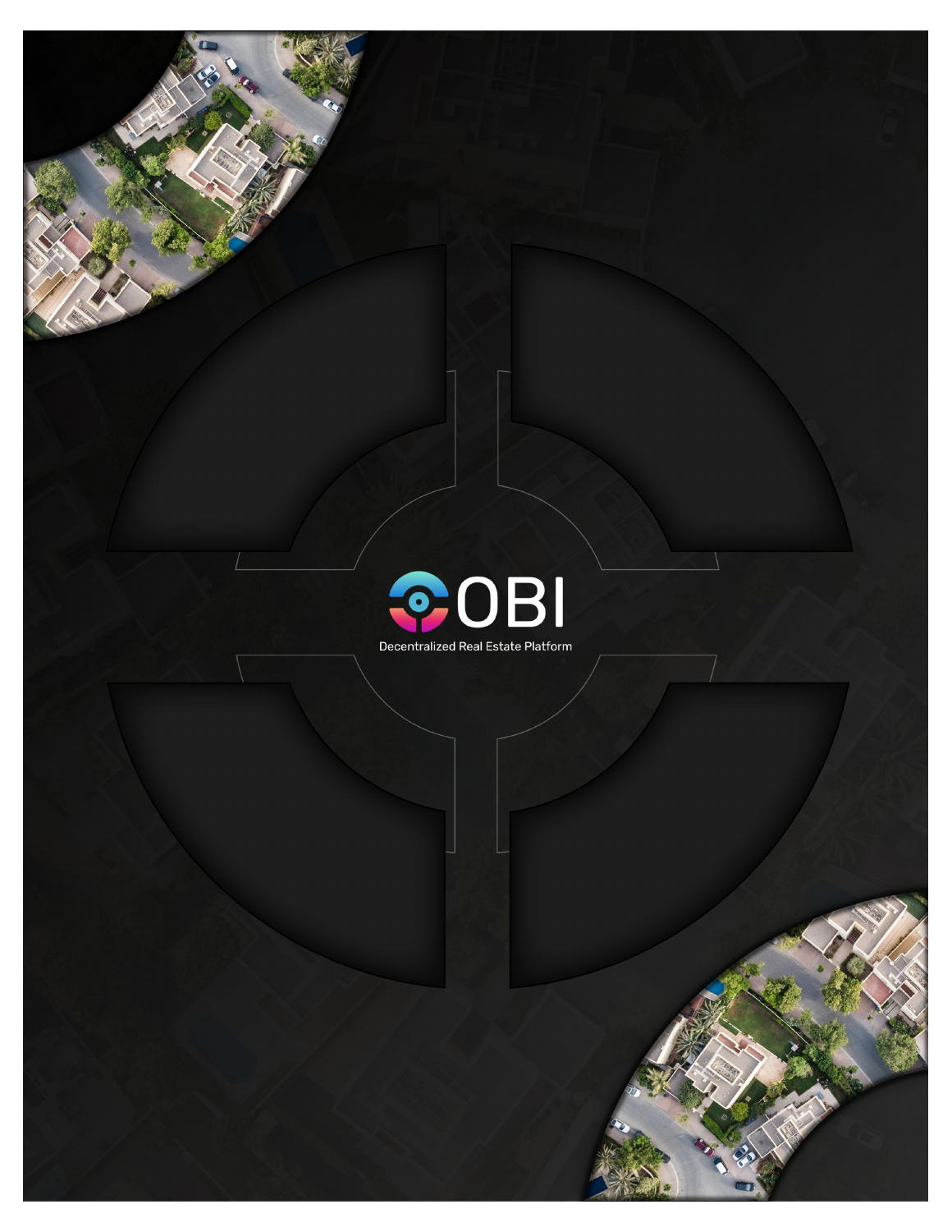OBI

Decentralized Real Estate Platform